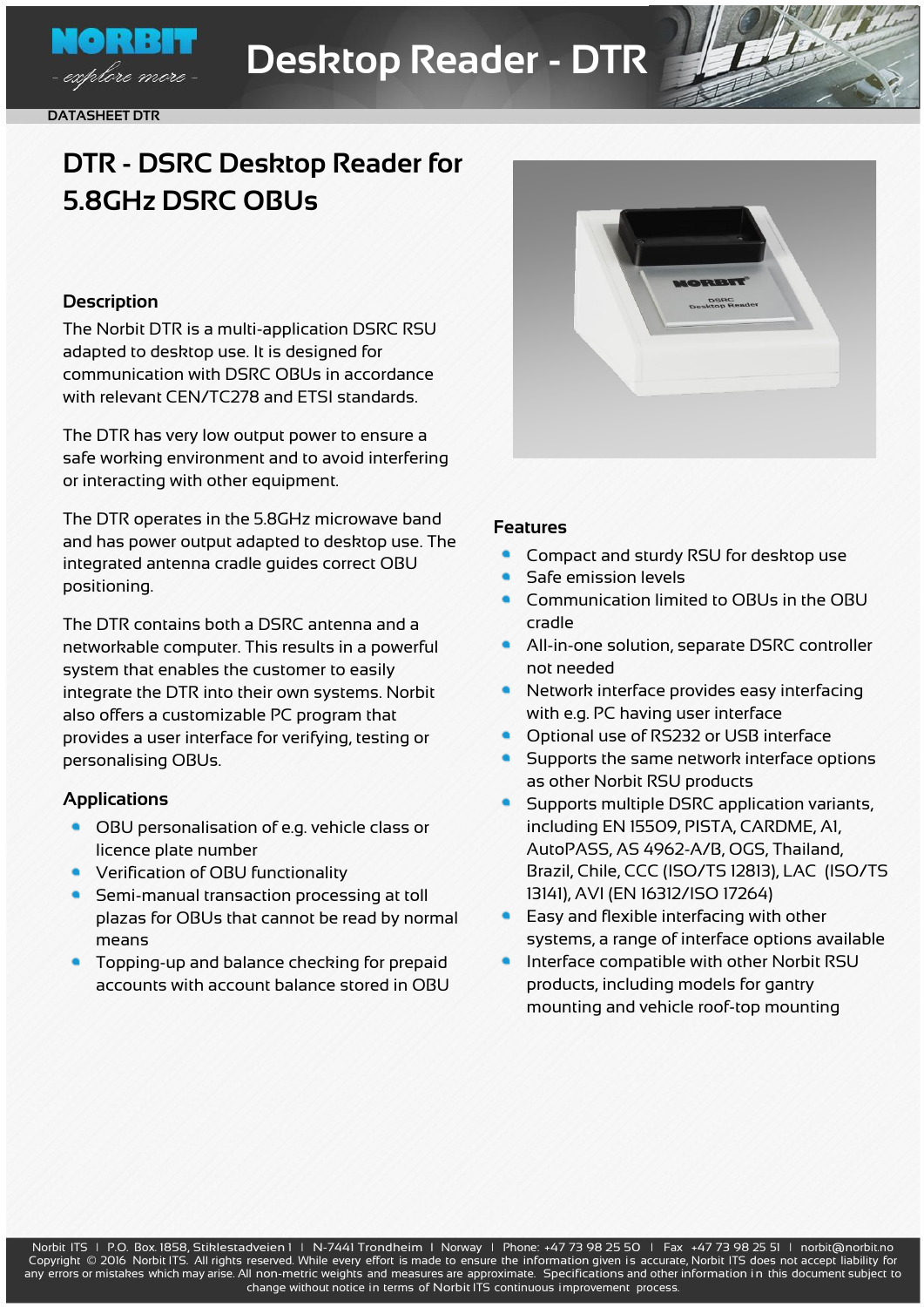# Desktop Reader - DTR

DATASHEET DTR

## DTR - DSRC Desktop Reader for 5.8GHz DSRC OBUs

### Description

The Norbit DTR is a multi-application DSRC RSU adapted to desktop use. It is designed for communication with DSRC OBUs in accordance with relevant CEN/TC278 and ETSI standards.

The DTR has very low output power to ensure a safe working environment and to avoid interfering or interacting with other equipment.

The DTR operates in the 5.8GHz microwave band and has power output adapted to desktop use. The integrated antenna cradle guides correct OBU positioning.

The DTR contains both a DSRC antenna and a networkable computer. This results in a powerful system that enables the customer to easily integrate the DTR into their own systems. Norbit also offers a customizable PC program that provides a user interface for verifying, testing or personalising OBUs.

### Applications

- OBU personalisation of e.g. vehicle class or licence plate number
- Verification of OBU functionality
- Semi-manual transaction processing at toll plazas for OBUs that cannot be read by normal means
- Topping-up and balance checking for prepaid accounts with account balance stored in OBU

### Features

- Compact and sturdy RSU for desktop use
- Safe emission levels
- Communication limited to OBUs in the OBU cradle
- All-in-one solution, separate DSRC controller not needed
- Network interface provides easy interfacing with e.g. PC having user interface
- Optional use of RS232 or USB interface
- Supports the same network interface options as other Norbit RSU products
- Supports multiple DSRC application variants, including EN 15509, PISTA, CARDME, A1, AutoPASS, AS 4962-A/B, OGS, Thailand, Brazil, Chile, CCC (ISO/TS 12813), LAC (ISO/TS 13141), AVI (EN 16312/ISO 17264)
- Easy and flexible interfacing with other systems, a range of interface options available
- Interface compatible with other Norbit RSU products, including models for gantry mounting and vehicle roof-top mounting

Norbit ITS | P.O. Box 1858, Stiklestadveien 1 | N-7441 Trondheim | Norway | Phone: +47 73 98 25 50 | Fax +47 73 98 25 51 | norbit@norbit.no
Copyright © 2016 Norbit ITS. All rights reserved. While every effort is made to ensure the information given is accurate, Norbit ITS does not accept liability for any errors or mistakes which may arise. All non-metric weights and measures are approximate. Specifications and other information in this document subject to change without notice in terms of Norbit ITS continuous improvement process.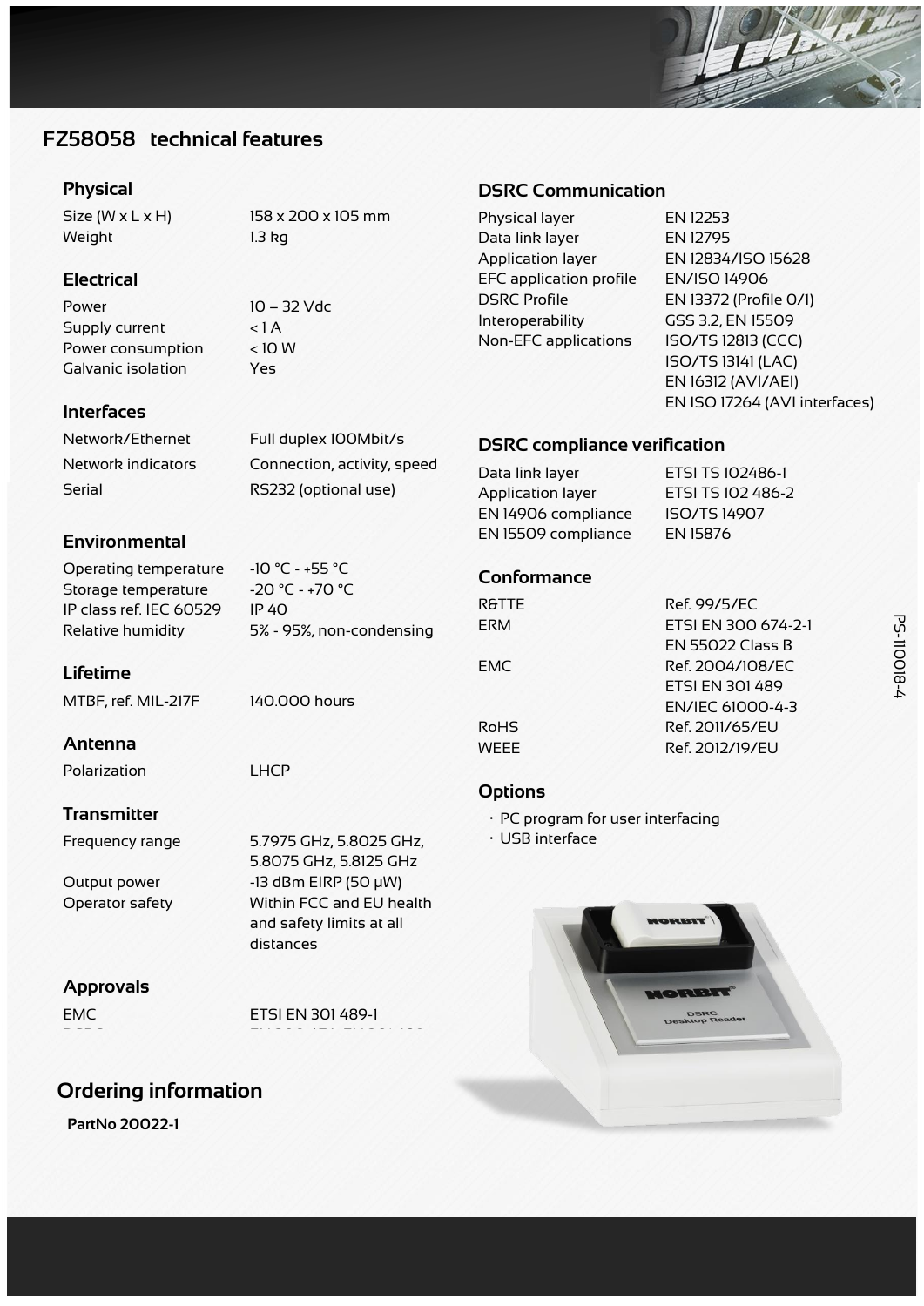# FZ58058 technical features

## Physical

| | |
|---|---|
| Size (W x L x H) | 158 x 200 x 105 mm |
| Weight | 1.3 kg |

## Electrical

| | |
|---|---|
| Power | 10 – 32 Vdc |
| Supply current | < 1 A |
| Power consumption | < 10 W |
| Galvanic isolation | Yes |

## Interfaces

| | |
|---|---|
| Network/Ethernet | Full duplex 100Mbit/s |
| Network indicators | Connection, activity, speed |
| Serial | RS232 (optional use) |

## Environmental

| | |
|---|---|
| Operating temperature | -10 °C - +55 °C |
| Storage temperature | -20 °C - +70 °C |
| IP class ref. IEC 60529 | IP 40 |
| Relative humidity | 5% - 95%, non-condensing |

## Lifetime

| | |
|---|---|
| MTBF, ref. MIL-217F | 140.000 hours |

## Antenna

| | |
|---|---|
| Polarization | LHCP |

## Transmitter

| | |
|---|---|
| Frequency range | 5.7975 GHz, 5.8025 GHz, 5.8075 GHz, 5.8125 GHz |
| Output power | -13 dBm EIRP (50 µW) |
| Operator safety | Within FCC and EU health and safety limits at all distances |

## Approvals

| | |
|---|---|
| EMC | ETSI EN 301 489-1 |

## DSRC Communication

| | |
|---|---|
| Physical layer | EN 12253 |
| Data link layer | EN 12795 |
| Application layer | EN 12834/ISO 15628 |
| EFC application profile | EN/ISO 14906 |
| DSRC Profile | EN 13372 (Profile 0/1) |
| Interoperability | GSS 3.2, EN 15509 |
| Non-EFC applications | ISO/TS 12813 (CCC)<br>ISO/TS 13141 (LAC)<br>EN 16312 (AVI/AEI)<br>EN ISO 17264 (AVI interfaces) |

## DSRC compliance verification

| | |
|---|---|
| Data link layer | ETSI TS 102486-1 |
| Application layer | ETSI TS 102 486-2 |
| EN 14906 compliance | ISO/TS 14907 |
| EN 15509 compliance | EN 15876 |

## Conformance

| | |
|---|---|
| R&TTE | Ref. 99/5/EC |
| ERM | ETSI EN 300 674-2-1<br>EN 55022 Class B |
| EMC | Ref. 2004/108/EC<br>ETSI EN 301 489<br>EN/IEC 61000-4-3 |
| RoHS | Ref. 2011/65/EU |
| WEEE | Ref. 2012/19/EU |

## Options

- PC program for user interfacing
- USB interface

PS-110018-4

## Ordering information

**PartNo 20022-1**